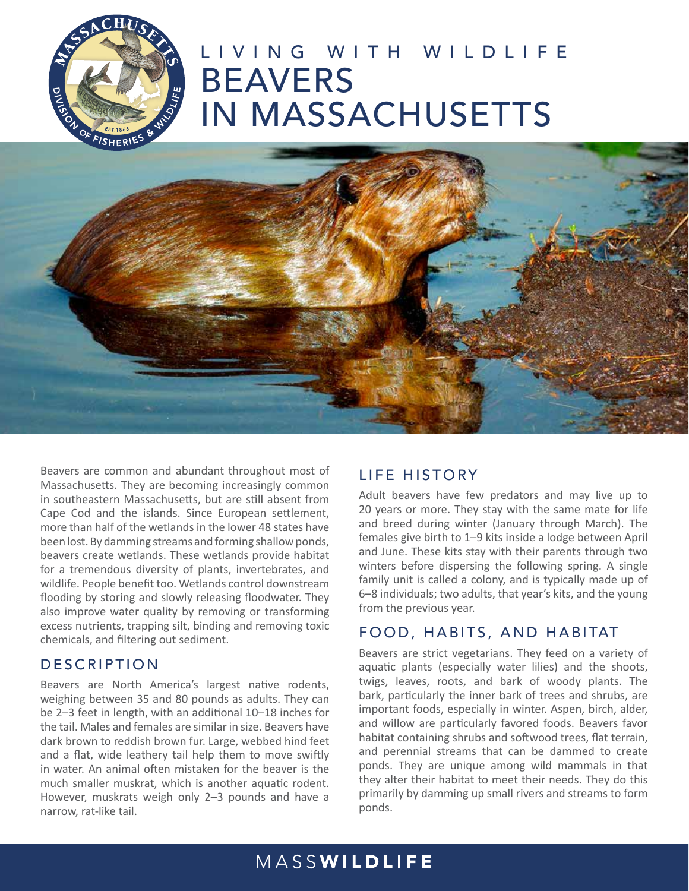LIVING WITH WILDLIFE

# BEAVERS IN MASSACHUSETTS

Beavers are common and abundant throughout most of Massachusetts. They are becoming increasingly common in southeastern Massachusetts, but are still absent from Cape Cod and the islands. Since European settlement, more than half of the wetlands in the lower 48 states have been lost. By damming streams and forming shallow ponds, beavers create wetlands. These wetlands provide habitat for a tremendous diversity of plants, invertebrates, and wildlife. People benefit too. Wetlands control downstream flooding by storing and slowly releasing floodwater. They also improve water quality by removing or transforming excess nutrients, trapping silt, binding and removing toxic chemicals, and filtering out sediment.

## DESCRIPTION

Beavers are North America's largest native rodents, weighing between 35 and 80 pounds as adults. They can be 2–3 feet in length, with an additional 10–18 inches for the tail. Males and females are similar in size. Beavers have dark brown to reddish brown fur. Large, webbed hind feet and a flat, wide leathery tail help them to move swiftly in water. An animal often mistaken for the beaver is the much smaller muskrat, which is another aquatic rodent. However, muskrats weigh only 2–3 pounds and have a narrow, rat-like tail.

## LIFE HISTORY

Adult beavers have few predators and may live up to 20 years or more. They stay with the same mate for life and breed during winter (January through March). The females give birth to 1–9 kits inside a lodge between April and June. These kits stay with their parents through two winters before dispersing the following spring. A single family unit is called a colony, and is typically made up of 6–8 individuals; two adults, that year's kits, and the young from the previous year.

## FOOD, HABITS, AND HABITAT

Beavers are strict vegetarians. They feed on a variety of aquatic plants (especially water lilies) and the shoots, twigs, leaves, roots, and bark of woody plants. The bark, particularly the inner bark of trees and shrubs, are important foods, especially in winter. Aspen, birch, alder, and willow are particularly favored foods. Beavers favor habitat containing shrubs and softwood trees, flat terrain, and perennial streams that can be dammed to create ponds. They are unique among wild mammals in that they alter their habitat to meet their needs. They do this primarily by damming up small rivers and streams to form ponds.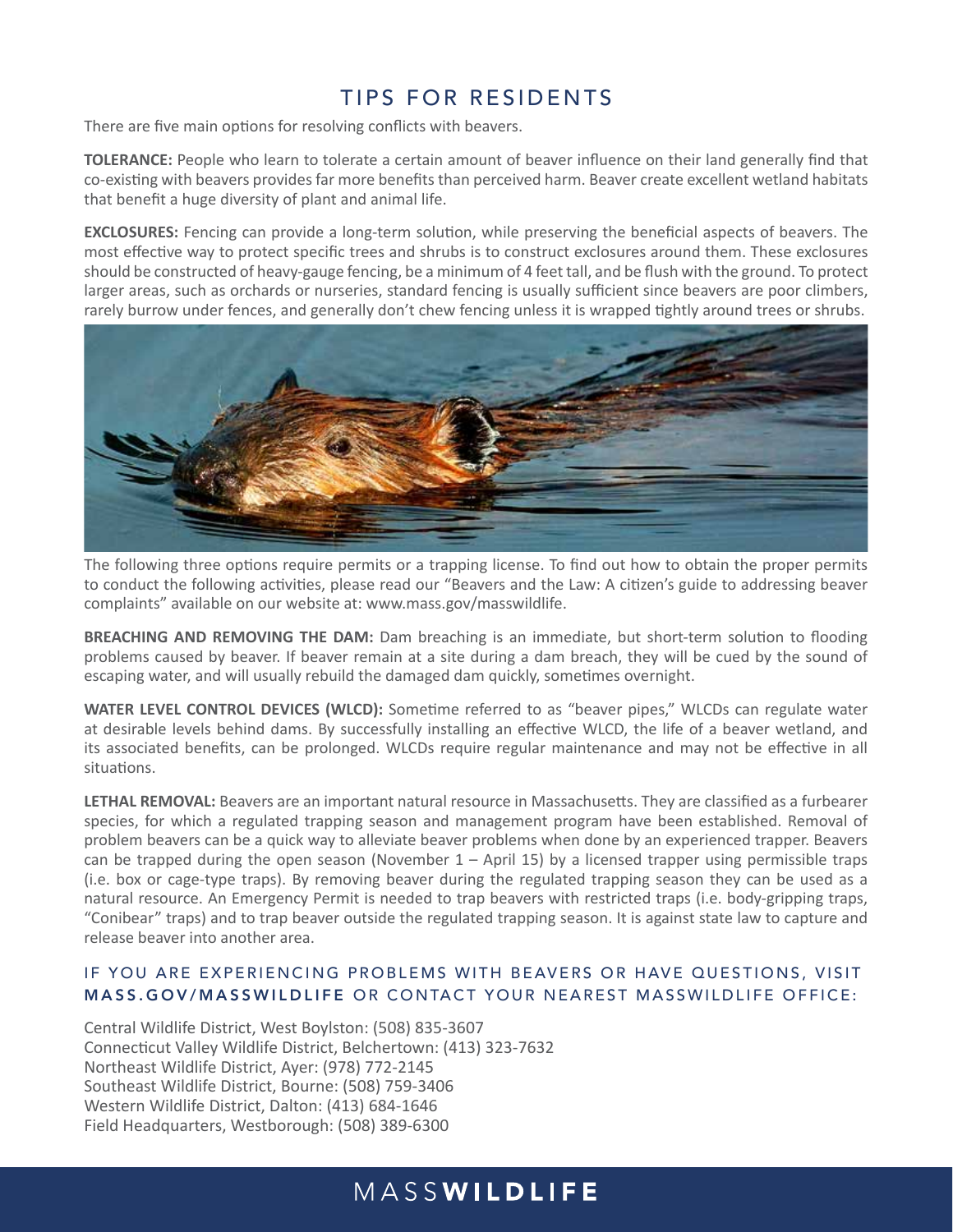## TIPS FOR RESIDENTS

There are five main options for resolving conflicts with beavers.

**TOLERANCE:** People who learn to tolerate a certain amount of beaver influence on their land generally find that co-existing with beavers provides far more benefits than perceived harm. Beaver create excellent wetland habitats that benefit a huge diversity of plant and animal life.

**EXCLOSURES:** Fencing can provide a long-term solution, while preserving the beneficial aspects of beavers. The most effective way to protect specific trees and shrubs is to construct exclosures around them. These exclosures should be constructed of heavy-gauge fencing, be a minimum of 4 feet tall, and be flush with the ground. To protect larger areas, such as orchards or nurseries, standard fencing is usually sufficient since beavers are poor climbers, rarely burrow under fences, and generally don't chew fencing unless it is wrapped tightly around trees or shrubs.

The following three options require permits or a trapping license. To find out how to obtain the proper permits to conduct the following activities, please read our "Beavers and the Law: A citizen's guide to addressing beaver complaints" available on our website at: www.mass.gov/masswildlife.

**BREACHING AND REMOVING THE DAM:** Dam breaching is an immediate, but short-term solution to flooding problems caused by beaver. If beaver remain at a site during a dam breach, they will be cued by the sound of escaping water, and will usually rebuild the damaged dam quickly, sometimes overnight.

**WATER LEVEL CONTROL DEVICES (WLCD):** Sometime referred to as "beaver pipes," WLCDs can regulate water at desirable levels behind dams. By successfully installing an effective WLCD, the life of a beaver wetland, and its associated benefits, can be prolonged. WLCDs require regular maintenance and may not be effective in all situations.

**LETHAL REMOVAL:** Beavers are an important natural resource in Massachusetts. They are classified as a furbearer species, for which a regulated trapping season and management program have been established. Removal of problem beavers can be a quick way to alleviate beaver problems when done by an experienced trapper. Beavers can be trapped during the open season (November 1 – April 15) by a licensed trapper using permissible traps (i.e. box or cage-type traps). By removing beaver during the regulated trapping season they can be used as a natural resource. An Emergency Permit is needed to trap beavers with restricted traps (i.e. body-gripping traps, "Conibear" traps) and to trap beaver outside the regulated trapping season. It is against state law to capture and release beaver into another area.

### IF YOU ARE EXPERIENCING PROBLEMS WITH BEAVERS OR HAVE QUESTIONS, VISIT **MASS.GOV/MASSWILDLIFE** OR CONTACT YOUR NEAREST MASSWILDLIFE OFFICE:

Central Wildlife District, West Boylston: (508) 835-3607
Connecticut Valley Wildlife District, Belchertown: (413) 323-7632
Northeast Wildlife District, Ayer: (978) 772-2145
Southeast Wildlife District, Bourne: (508) 759-3406
Western Wildlife District, Dalton: (413) 684-1646
Field Headquarters, Westborough: (508) 389-6300

MASS**WILDLIFE**